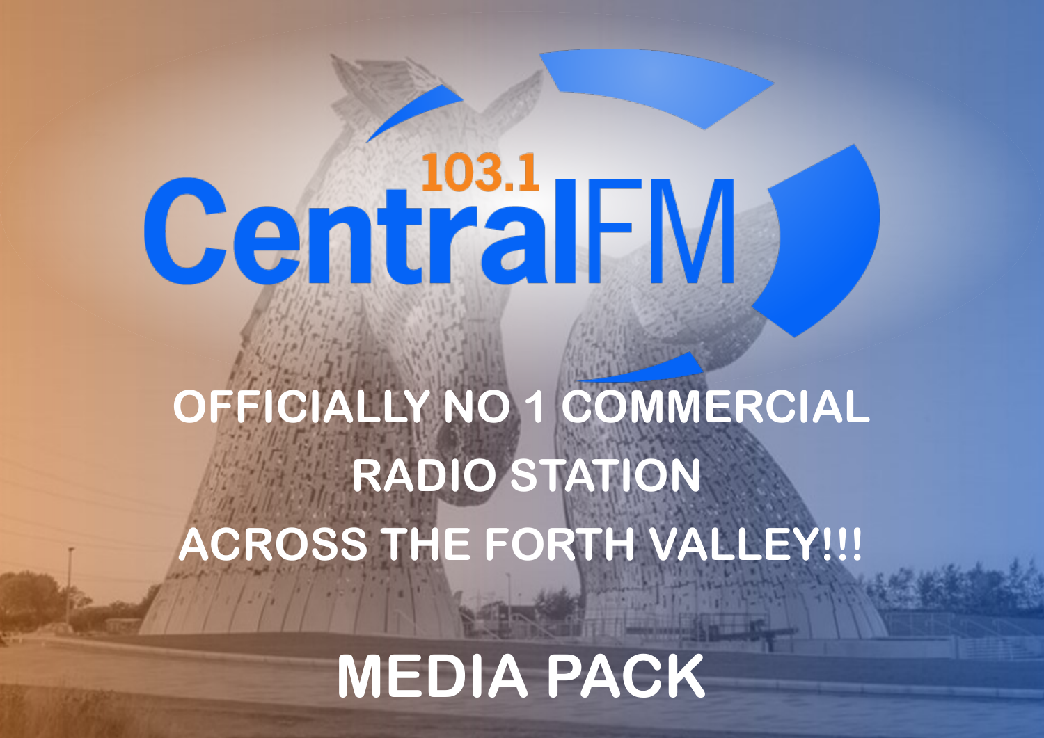# 103.1 Central FM

## OFFICIALLY NO 1 COMMERCIAL RADIO STATION ACROSS THE FORTH VALLEY!!!

# MEDIA PACK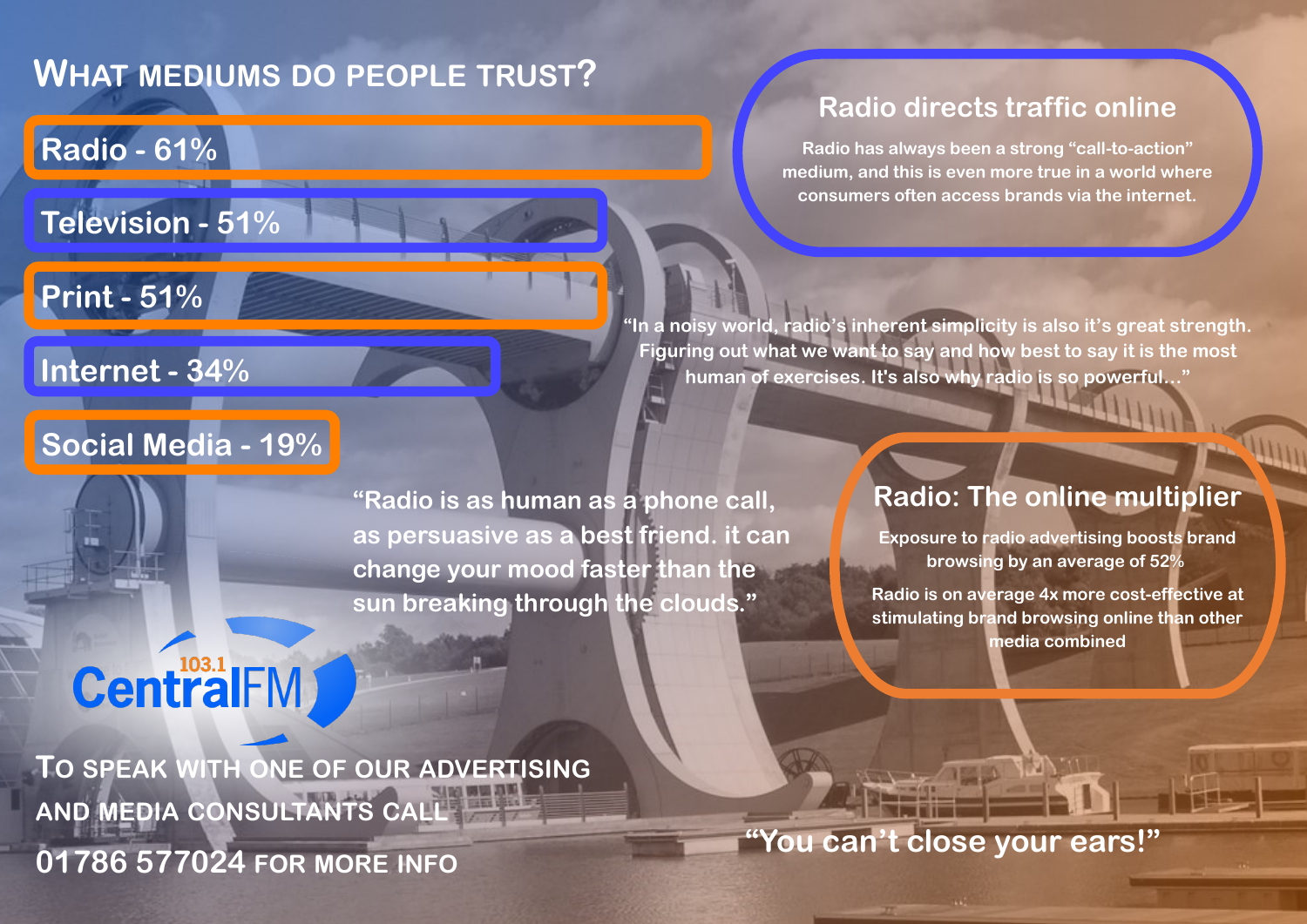# What mediums do people trust?

- Radio - 61%
- Television - 51%
- Print - 51%
- Internet - 34%
- Social Media - 19%

## Radio directs traffic online

Radio has always been a strong "call-to-action" medium, and this is even more true in a world where consumers often access brands via the internet.

"In a noisy world, radio's inherent simplicity is also it's great strength. Figuring out what we want to say and how best to say it is the most human of exercises. It's also why radio is so powerful..."

"Radio is as human as a phone call, as persuasive as a best friend. it can change your mood faster than the sun breaking through the clouds."

## Radio: The online multiplier

Exposure to radio advertising boosts brand browsing by an average of 52%

Radio is on average 4x more cost-effective at stimulating brand browsing online than other media combined

103.1 CentralFM

To speak with one of our advertising and media consultants call 01786 577024 for more info

"You can't close your ears!"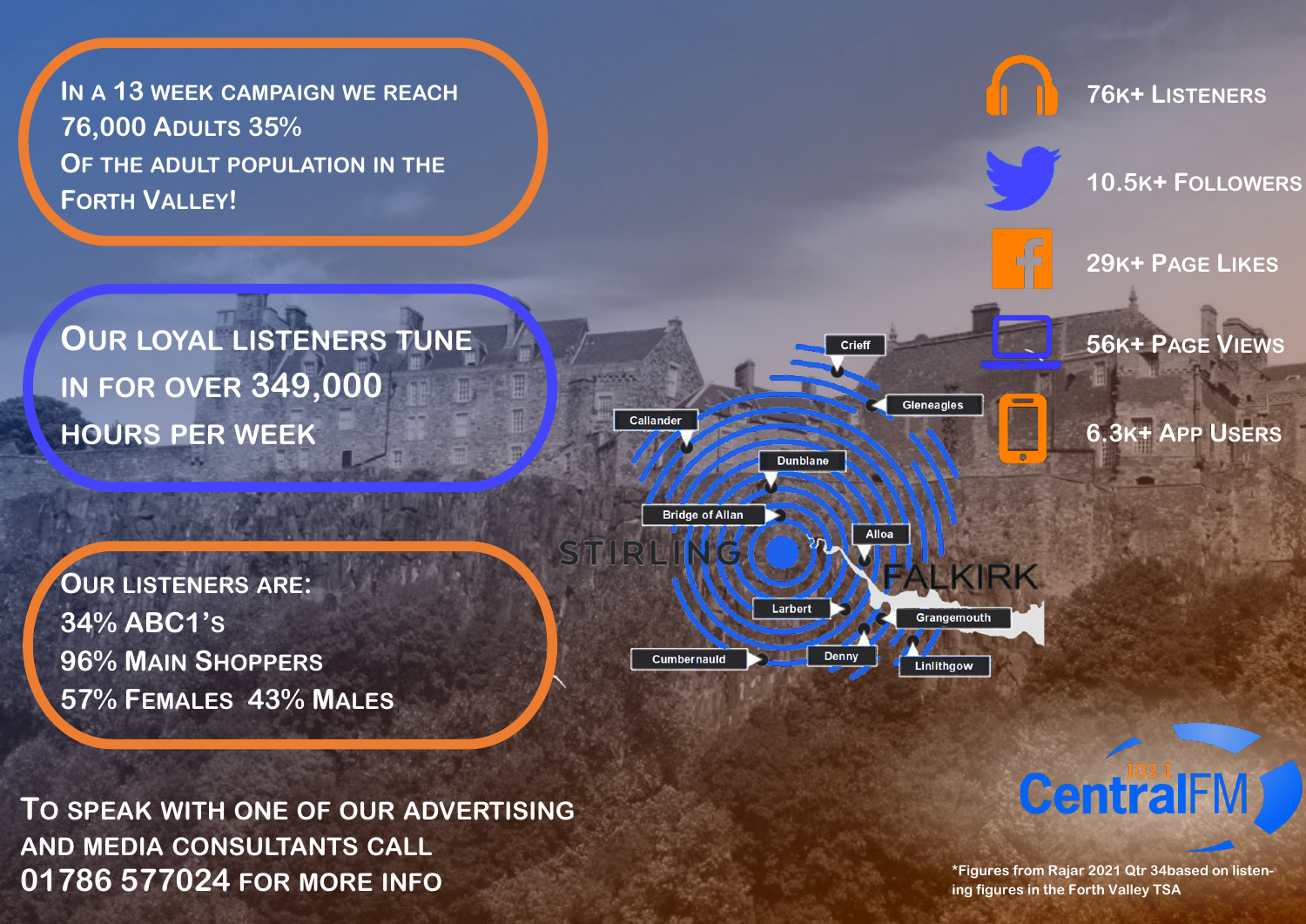In a 13 week campaign we reach 76,000 Adults 35% Of the adult population in the Forth Valley!

Our loyal listeners tune in for over 349,000 hours per week

Our listeners are:

- 34% ABC1's
- 96% Main Shoppers
- 57% Females 43% Males

To speak with one of our advertising and media consultants call 01786 577024 for more info

- 76k+ Listeners
- 10.5k+ Followers
- 29k+ Page Likes
- 56k+ Page Views
- 6.3k+ App Users

Crieff, Gleneagles, Callander, Dunblane, Bridge of Allan, Alloa, Stirling, Falkirk, Larbert, Grangemouth, Cumbernauld, Denny, Linlithgow

103.1 CentralFM

*Figures from Rajar 2021 Qtr 34based on listening figures in the Forth Valley TSA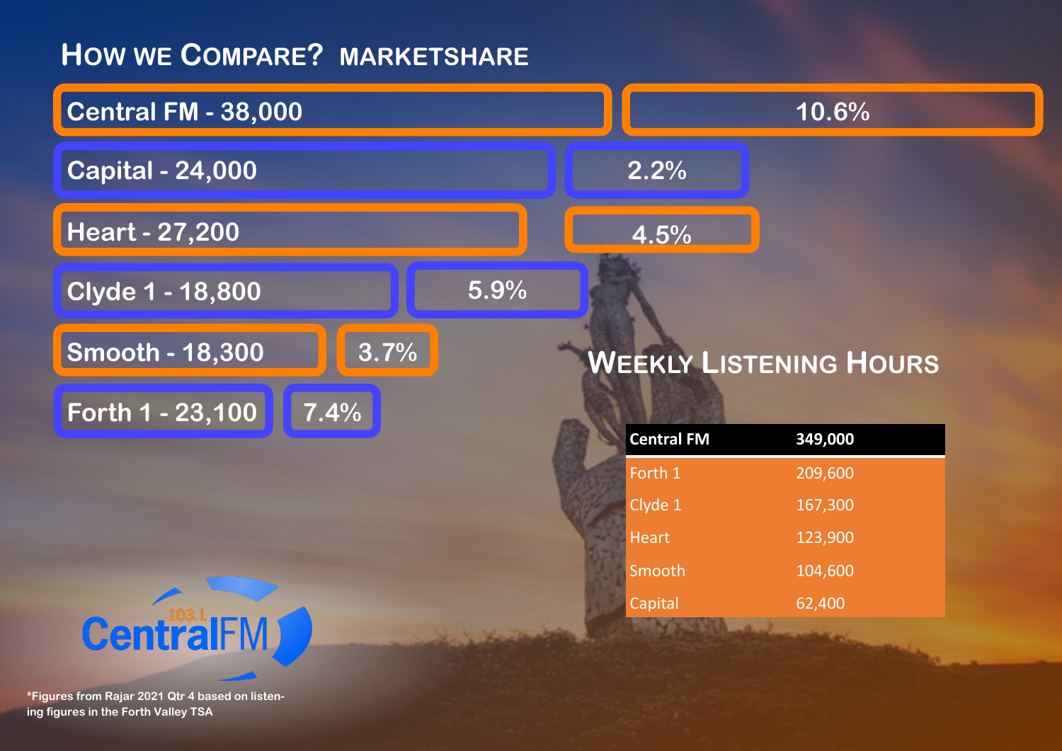## How we Compare? Marketshare

Central FM - 38,000

10.6%

Capital - 24,000

2.2%

Heart - 27,200

4.5%

Clyde 1 - 18,800

5.9%

Smooth - 18,300

3.7%

Forth 1 - 23,100

7.4%

## Weekly Listening Hours

| Central FM | 349,000 |
|---|---|
| Forth 1 | 209,600 |
| Clyde 1 | 167,300 |
| Heart | 123,900 |
| Smooth | 104,600 |
| Capital | 62,400 |

103.1 CentralFM

*Figures from Rajar 2021 Qtr 4 based on listening figures in the Forth Valley TSA